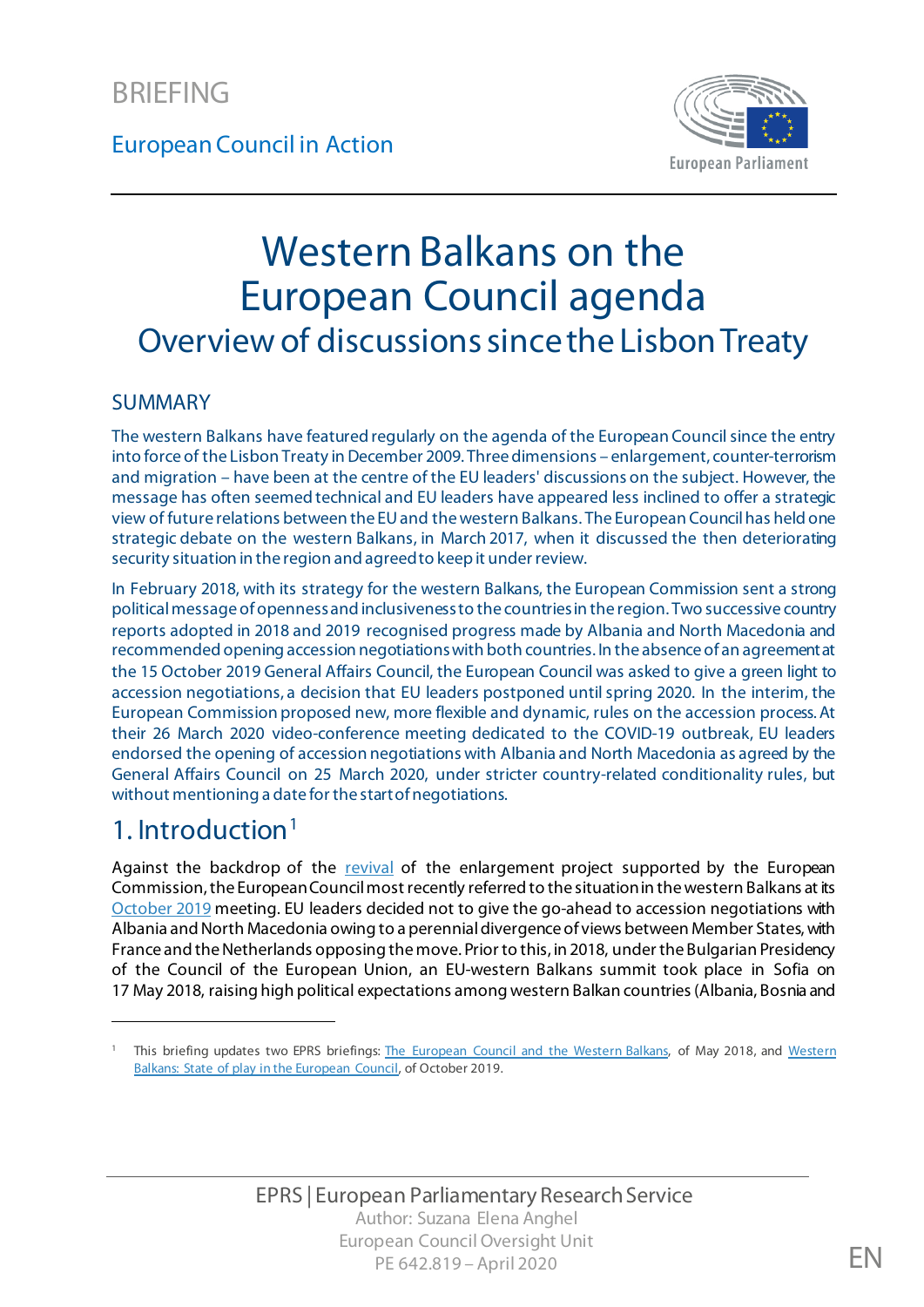BRIEFING

European Council in Action

# Western Balkans on the European Council agenda

## Overview of discussions since the Lisbon Treaty

### SUMMARY

The western Balkans have featured regularly on the agenda of the European Council since the entry into force of the Lisbon Treaty in December 2009. Three dimensions – enlargement, counter-terrorism and migration – have been at the centre of the EU leaders' discussions on the subject. However, the message has often seemed technical and EU leaders have appeared less inclined to offer a strategic view of future relations between the EU and the western Balkans. The European Council has held one strategic debate on the western Balkans, in March 2017, when it discussed the then deteriorating security situation in the region and agreed to keep it under review.

In February 2018, with its strategy for the western Balkans, the European Commission sent a strong political message of openness and inclusiveness to the countries in the region. Two successive country reports adopted in 2018 and 2019 recognised progress made by Albania and North Macedonia and recommended opening accession negotiations with both countries. In the absence of an agreement at the 15 October 2019 General Affairs Council, the European Council was asked to give a green light to accession negotiations, a decision that EU leaders postponed until spring 2020. In the interim, the European Commission proposed new, more flexible and dynamic, rules on the accession process. At their 26 March 2020 video-conference meeting dedicated to the COVID-19 outbreak, EU leaders endorsed the opening of accession negotiations with Albania and North Macedonia as agreed by the General Affairs Council on 25 March 2020, under stricter country-related conditionality rules, but without mentioning a date for the start of negotiations.

## 1. Introduction[1]

Against the backdrop of the revival of the enlargement project supported by the European Commission, the European Council most recently referred to the situation in the western Balkans at its October 2019 meeting. EU leaders decided not to give the go-ahead to accession negotiations with Albania and North Macedonia owing to a perennial divergence of views between Member States, with France and the Netherlands opposing the move. Prior to this, in 2018, under the Bulgarian Presidency of the Council of the European Union, an EU-western Balkans summit took place in Sofia on 17 May 2018, raising high political expectations among western Balkan countries (Albania, Bosnia and

[1] This briefing updates two EPRS briefings: The European Council and the Western Balkans, of May 2018, and Western Balkans: State of play in the European Council, of October 2019.

EPRS | European Parliamentary Research Service
Author: Suzana Elena Anghel
European Council Oversight Unit
PE 642.819 – April 2020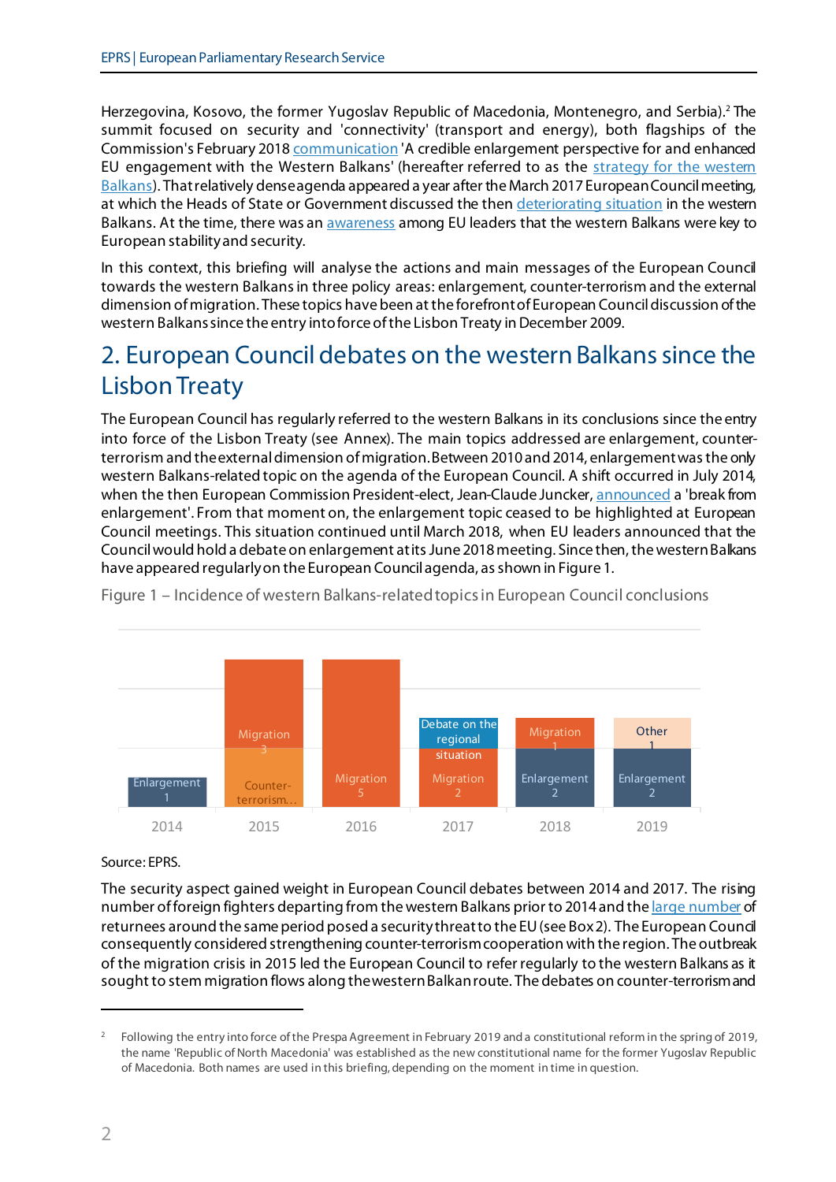Herzegovina, Kosovo, the former Yugoslav Republic of Macedonia, Montenegro, and Serbia).[2] The summit focused on security and 'connectivity' (transport and energy), both flagships of the Commission's February 2018 communication 'A credible enlargement perspective for and enhanced EU engagement with the Western Balkans' (hereafter referred to as the strategy for the western Balkans). That relatively dense agenda appeared a year after the March 2017 European Council meeting, at which the Heads of State or Government discussed the then deteriorating situation in the western Balkans. At the time, there was an awareness among EU leaders that the western Balkans were key to European stability and security.

In this context, this briefing will analyse the actions and main messages of the European Council towards the western Balkans in three policy areas: enlargement, counter-terrorism and the external dimension of migration. These topics have been at the forefront of European Council discussion of the western Balkans since the entry into force of the Lisbon Treaty in December 2009.

## 2. European Council debates on the western Balkans since the Lisbon Treaty

The European Council has regularly referred to the western Balkans in its conclusions since the entry into force of the Lisbon Treaty (see Annex). The main topics addressed are enlargement, counter-terrorism and the external dimension of migration. Between 2010 and 2014, enlargement was the only western Balkans-related topic on the agenda of the European Council. A shift occurred in July 2014, when the then European Commission President-elect, Jean-Claude Juncker, announced a 'break from enlargement'. From that moment on, the enlargement topic ceased to be highlighted at European Council meetings. This situation continued until March 2018, when EU leaders announced that the Council would hold a debate on enlargement at its June 2018 meeting. Since then, the western Balkans have appeared regularly on the European Council agenda, as shown in Figure 1.

Figure 1 – Incidence of western Balkans-related topics in European Council conclusions

| Year | Topics |
| --- | --- |
| 2014 | Enlargement 1 |
| 2015 | Counter-terrorism...; Migration 3 |
| 2016 | Migration 5 |
| 2017 | Migration 2; Debate on the regional situation |
| 2018 | Enlargement 2; Migration 1 |
| 2019 | Enlargement 2; Other 1 |

Source: EPRS.

The security aspect gained weight in European Council debates between 2014 and 2017. The rising number of foreign fighters departing from the western Balkans prior to 2014 and the large number of returnees around the same period posed a security threat to the EU (see Box 2). The European Council consequently considered strengthening counter-terrorism cooperation with the region. The outbreak of the migration crisis in 2015 led the European Council to refer regularly to the western Balkans as it sought to stem migration flows along the western Balkan route. The debates on counter-terrorism and

[2] Following the entry into force of the Prespa Agreement in February 2019 and a constitutional reform in the spring of 2019, the name 'Republic of North Macedonia' was established as the new constitutional name for the former Yugoslav Republic of Macedonia. Both names are used in this briefing, depending on the moment in time in question.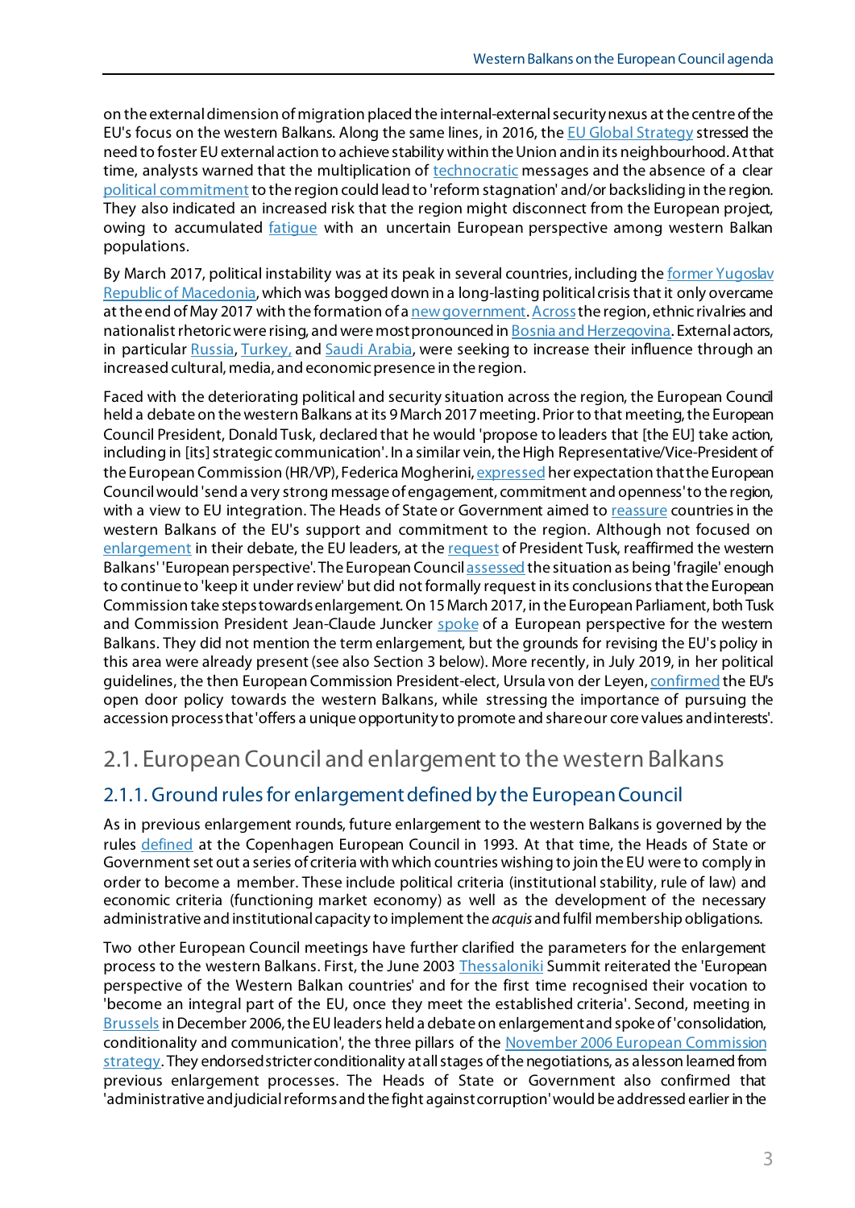on the external dimension of migration placed the internal-external security nexus at the centre of the EU's focus on the western Balkans. Along the same lines, in 2016, the EU Global Strategy stressed the need to foster EU external action to achieve stability within the Union and in its neighbourhood. At that time, analysts warned that the multiplication of technocratic messages and the absence of a clear political commitment to the region could lead to 'reform stagnation' and/or backsliding in the region. They also indicated an increased risk that the region might disconnect from the European project, owing to accumulated fatigue with an uncertain European perspective among western Balkan populations.

By March 2017, political instability was at its peak in several countries, including the former Yugoslav Republic of Macedonia, which was bogged down in a long-lasting political crisis that it only overcame at the end of May 2017 with the formation of a new government. Across the region, ethnic rivalries and nationalist rhetoric were rising, and were most pronounced in Bosnia and Herzegovina. External actors, in particular Russia, Turkey, and Saudi Arabia, were seeking to increase their influence through an increased cultural, media, and economic presence in the region.

Faced with the deteriorating political and security situation across the region, the European Council held a debate on the western Balkans at its 9 March 2017 meeting. Prior to that meeting, the European Council President, Donald Tusk, declared that he would 'propose to leaders that [the EU] take action, including in [its] strategic communication'. In a similar vein, the High Representative/Vice-President of the European Commission (HR/VP), Federica Mogherini, expressed her expectation that the European Council would 'send a very strong message of engagement, commitment and openness' to the region, with a view to EU integration. The Heads of State or Government aimed to reassure countries in the western Balkans of the EU's support and commitment to the region. Although not focused on enlargement in their debate, the EU leaders, at the request of President Tusk, reaffirmed the western Balkans' 'European perspective'. The European Council assessed the situation as being 'fragile' enough to continue to 'keep it under review' but did not formally request in its conclusions that the European Commission take steps towards enlargement. On 15 March 2017, in the European Parliament, both Tusk and Commission President Jean-Claude Juncker spoke of a European perspective for the western Balkans. They did not mention the term enlargement, but the grounds for revising the EU's policy in this area were already present (see also Section 3 below). More recently, in July 2019, in her political guidelines, the then European Commission President-elect, Ursula von der Leyen, confirmed the EU's open door policy towards the western Balkans, while stressing the importance of pursuing the accession process that 'offers a unique opportunity to promote and share our core values and interests'.

## 2.1. European Council and enlargement to the western Balkans

### 2.1.1. Ground rules for enlargement defined by the European Council

As in previous enlargement rounds, future enlargement to the western Balkans is governed by the rules defined at the Copenhagen European Council in 1993. At that time, the Heads of State or Government set out a series of criteria with which countries wishing to join the EU were to comply in order to become a member. These include political criteria (institutional stability, rule of law) and economic criteria (functioning market economy) as well as the development of the necessary administrative and institutional capacity to implement the *acquis* and fulfil membership obligations.

Two other European Council meetings have further clarified the parameters for the enlargement process to the western Balkans. First, the June 2003 Thessaloniki Summit reiterated the 'European perspective of the Western Balkan countries' and for the first time recognised their vocation to 'become an integral part of the EU, once they meet the established criteria'. Second, meeting in Brussels in December 2006, the EU leaders held a debate on enlargement and spoke of 'consolidation, conditionality and communication', the three pillars of the November 2006 European Commission strategy. They endorsed stricter conditionality at all stages of the negotiations, as a lesson learned from previous enlargement processes. The Heads of State or Government also confirmed that 'administrative and judicial reforms and the fight against corruption' would be addressed earlier in the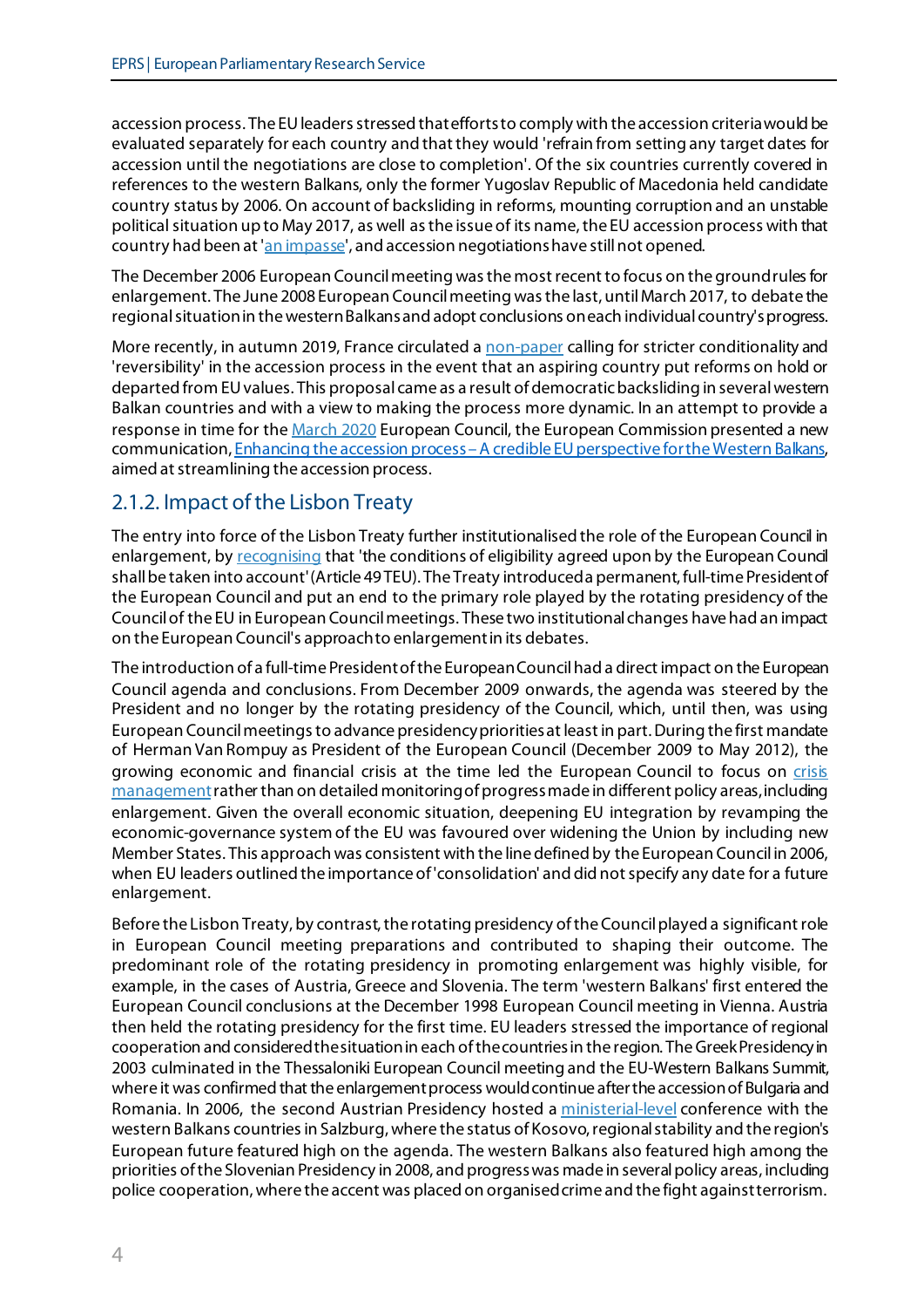accession process. The EU leaders stressed that efforts to comply with the accession criteria would be evaluated separately for each country and that they would 'refrain from setting any target dates for accession until the negotiations are close to completion'. Of the six countries currently covered in references to the western Balkans, only the former Yugoslav Republic of Macedonia held candidate country status by 2006. On account of backsliding in reforms, mounting corruption and an unstable political situation up to May 2017, as well as the issue of its name, the EU accession process with that country had been at 'an impasse', and accession negotiations have still not opened.

The December 2006 European Council meeting was the most recent to focus on the ground rules for enlargement. The June 2008 European Council meeting was the last, until March 2017, to debate the regional situation in the western Balkans and adopt conclusions on each individual country's progress.

More recently, in autumn 2019, France circulated a non-paper calling for stricter conditionality and 'reversibility' in the accession process in the event that an aspiring country put reforms on hold or departed from EU values. This proposal came as a result of democratic backsliding in several western Balkan countries and with a view to making the process more dynamic. In an attempt to provide a response in time for the March 2020 European Council, the European Commission presented a new communication, Enhancing the accession process – A credible EU perspective for the Western Balkans, aimed at streamlining the accession process.

### 2.1.2. Impact of the Lisbon Treaty

The entry into force of the Lisbon Treaty further institutionalised the role of the European Council in enlargement, by recognising that 'the conditions of eligibility agreed upon by the European Council shall be taken into account' (Article 49 TEU). The Treaty introduced a permanent, full-time President of the European Council and put an end to the primary role played by the rotating presidency of the Council of the EU in European Council meetings. These two institutional changes have had an impact on the European Council's approach to enlargement in its debates.

The introduction of a full-time President of the European Council had a direct impact on the European Council agenda and conclusions. From December 2009 onwards, the agenda was steered by the President and no longer by the rotating presidency of the Council, which, until then, was using European Council meetings to advance presidency priorities at least in part. During the first mandate of Herman Van Rompuy as President of the European Council (December 2009 to May 2012), the growing economic and financial crisis at the time led the European Council to focus on crisis management rather than on detailed monitoring of progress made in different policy areas, including enlargement. Given the overall economic situation, deepening EU integration by revamping the economic-governance system of the EU was favoured over widening the Union by including new Member States. This approach was consistent with the line defined by the European Council in 2006, when EU leaders outlined the importance of 'consolidation' and did not specify any date for a future enlargement.

Before the Lisbon Treaty, by contrast, the rotating presidency of the Council played a significant role in European Council meeting preparations and contributed to shaping their outcome. The predominant role of the rotating presidency in promoting enlargement was highly visible, for example, in the cases of Austria, Greece and Slovenia. The term 'western Balkans' first entered the European Council conclusions at the December 1998 European Council meeting in Vienna. Austria then held the rotating presidency for the first time. EU leaders stressed the importance of regional cooperation and considered the situation in each of the countries in the region. The Greek Presidency in 2003 culminated in the Thessaloniki European Council meeting and the EU-Western Balkans Summit, where it was confirmed that the enlargement process would continue after the accession of Bulgaria and Romania. In 2006, the second Austrian Presidency hosted a ministerial-level conference with the western Balkans countries in Salzburg, where the status of Kosovo, regional stability and the region's European future featured high on the agenda. The western Balkans also featured high among the priorities of the Slovenian Presidency in 2008, and progress was made in several policy areas, including police cooperation, where the accent was placed on organised crime and the fight against terrorism.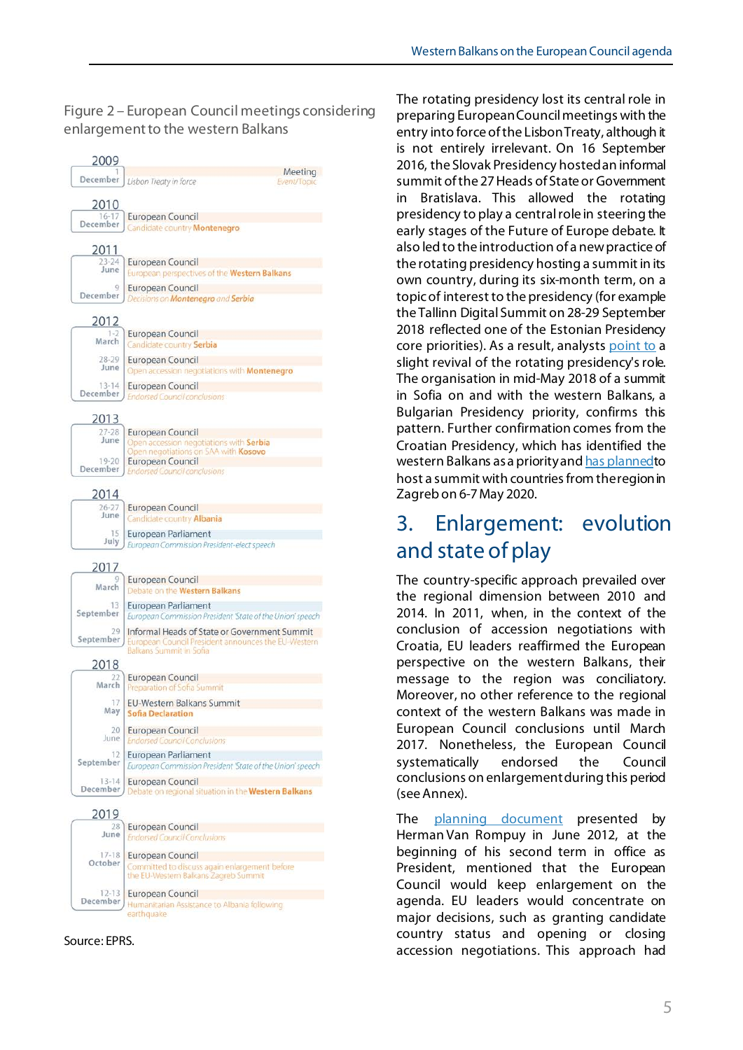Figure 2 – European Council meetings considering enlargement to the western Balkans

| Year | Date | Meeting | Event/Topic |
| --- | --- | --- | --- |
| 2009 | 1 December | | Lisbon Treaty in force |
| 2010 | 16-17 December | European Council | Candidate country **Montenegro** |
| 2011 | 23-24 June | European Council | European perspectives of the **Western Balkans** |
| | 9 December | European Council | Decisions on **Montenegro** and **Serbia** |
| 2012 | 1-2 March | European Council | Candidate country **Serbia** |
| | 28-29 June | European Council | Open accession negotiations with **Montenegro** |
| | 13-14 December | European Council | Endorsed Council conclusions |
| 2013 | 27-28 June | European Council | Open accession negotiations with **Serbia**; Open negotiations on SAA with **Kosovo** |
| | 19-20 December | European Council | Endorsed Council conclusions |
| 2014 | 26-27 June | European Council | Candidate country **Albania** |
| | 15 July | European Parliament | European Commission President-elect speech |
| 2017 | 9 March | European Council | Debate on the **Western Balkans** |
| | 13 September | European Parliament | European Commission President 'State of the Union' speech |
| | 29 September | Informal Heads of State or Government Summit | European Council President announces the EU-Western Balkans Summit in Sofia |
| 2018 | 22 March | European Council | Preparation of Sofia Summit |
| | 17 May | EU-Western Balkans Summit | **Sofia Declaration** |
| | 20 June | European Council | Endorsed Council Conclusions |
| | 12 September | European Parliament | European Commission President 'State of the Union' speech |
| | 13-14 December | European Council | Debate on regional situation in the **Western Balkans** |
| 2019 | 28 June | European Council | Endorsed Council Conclusions |
| | 17-18 October | European Council | Committed to discuss again enlargement before the EU-Western Balkans Zagreb Summit |
| | 12-13 December | European Council | Humanitarian Assistance to Albania following earthquake |

Source: EPRS.

The rotating presidency lost its central role in preparing European Council meetings with the entry into force of the Lisbon Treaty, although it is not entirely irrelevant. On 16 September 2016, the Slovak Presidency hosted an informal summit of the 27 Heads of State or Government in Bratislava. This allowed the rotating presidency to play a central role in steering the early stages of the Future of Europe debate. It also led to the introduction of a new practice of the rotating presidency hosting a summit in its own country, during its six-month term, on a topic of interest to the presidency (for example the Tallinn Digital Summit on 28-29 September 2018 reflected one of the Estonian Presidency core priorities). As a result, analysts point to a slight revival of the rotating presidency's role. The organisation in mid-May 2018 of a summit in Sofia on and with the western Balkans, a Bulgarian Presidency priority, confirms this pattern. Further confirmation comes from the Croatian Presidency, which has identified the western Balkans as a priority and has planned to host a summit with countries from the region in Zagreb on 6-7 May 2020.

## 3. Enlargement: evolution and state of play

The country-specific approach prevailed over the regional dimension between 2010 and 2014. In 2011, when, in the context of the conclusion of accession negotiations with Croatia, EU leaders reaffirmed the European perspective on the western Balkans, their message to the region was conciliatory. Moreover, no other reference to the regional context of the western Balkans was made in European Council conclusions until March 2017. Nonetheless, the European Council systematically endorsed the Council conclusions on enlargement during this period (see Annex).

The planning document presented by Herman Van Rompuy in June 2012, at the beginning of his second term in office as President, mentioned that the European Council would keep enlargement on the agenda. EU leaders would concentrate on major decisions, such as granting candidate country status and opening or closing accession negotiations. This approach had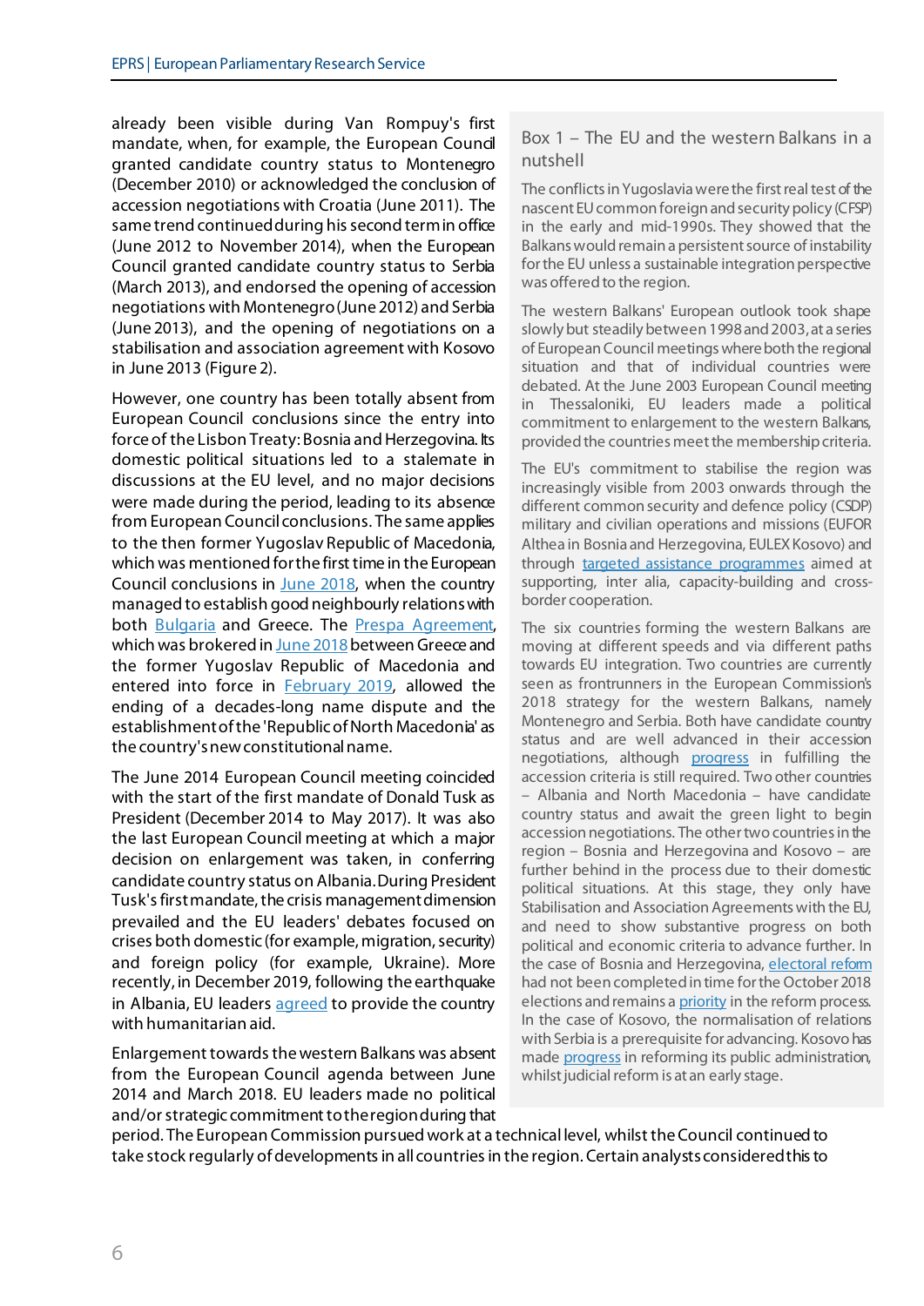already been visible during Van Rompuy's first mandate, when, for example, the European Council granted candidate country status to Montenegro (December 2010) or acknowledged the conclusion of accession negotiations with Croatia (June 2011). The same trend continued during his second term in office (June 2012 to November 2014), when the European Council granted candidate country status to Serbia (March 2013), and endorsed the opening of accession negotiations with Montenegro (June 2012) and Serbia (June 2013), and the opening of negotiations on a stabilisation and association agreement with Kosovo in June 2013 (Figure 2).

However, one country has been totally absent from European Council conclusions since the entry into force of the Lisbon Treaty: Bosnia and Herzegovina. Its domestic political situations led to a stalemate in discussions at the EU level, and no major decisions were made during the period, leading to its absence from European Council conclusions. The same applies to the then former Yugoslav Republic of Macedonia, which was mentioned for the first time in the European Council conclusions in June 2018, when the country managed to establish good neighbourly relations with both Bulgaria and Greece. The Prespa Agreement, which was brokered in June 2018 between Greece and the former Yugoslav Republic of Macedonia and entered into force in February 2019, allowed the ending of a decades-long name dispute and the establishment of the 'Republic of North Macedonia' as the country's new constitutional name.

The June 2014 European Council meeting coincided with the start of the first mandate of Donald Tusk as President (December 2014 to May 2017). It was also the last European Council meeting at which a major decision on enlargement was taken, in conferring candidate country status on Albania. During President Tusk's first mandate, the crisis management dimension prevailed and the EU leaders' debates focused on crises both domestic (for example, migration, security) and foreign policy (for example, Ukraine). More recently, in December 2019, following the earthquake in Albania, EU leaders agreed to provide the country with humanitarian aid.

Enlargement towards the western Balkans was absent from the European Council agenda between June 2014 and March 2018. EU leaders made no political and/or strategic commitment to the region during that period. The European Commission pursued work at a technical level, whilst the Council continued to take stock regularly of developments in all countries in the region. Certain analysts considered this to

### Box 1 – The EU and the western Balkans in a nutshell

The conflicts in Yugoslavia were the first real test of the nascent EU common foreign and security policy (CFSP) in the early and mid-1990s. They showed that the Balkans would remain a persistent source of instability for the EU unless a sustainable integration perspective was offered to the region.

The western Balkans' European outlook took shape slowly but steadily between 1998 and 2003, at a series of European Council meetings where both the regional situation and that of individual countries were debated. At the June 2003 European Council meeting in Thessaloniki, EU leaders made a political commitment to enlargement to the western Balkans, provided the countries meet the membership criteria.

The EU's commitment to stabilise the region was increasingly visible from 2003 onwards through the different common security and defence policy (CSDP) military and civilian operations and missions (EUFOR Althea in Bosnia and Herzegovina, EULEX Kosovo) and through targeted assistance programmes aimed at supporting, inter alia, capacity-building and cross-border cooperation.

The six countries forming the western Balkans are moving at different speeds and via different paths towards EU integration. Two countries are currently seen as frontrunners in the European Commission's 2018 strategy for the western Balkans, namely Montenegro and Serbia. Both have candidate country status and are well advanced in their accession negotiations, although progress in fulfilling the accession criteria is still required. Two other countries – Albania and North Macedonia – have candidate country status and await the green light to begin accession negotiations. The other two countries in the region – Bosnia and Herzegovina and Kosovo – are further behind in the process due to their domestic political situations. At this stage, they only have Stabilisation and Association Agreements with the EU, and need to show substantive progress on both political and economic criteria to advance further. In the case of Bosnia and Herzegovina, electoral reform had not been completed in time for the October 2018 elections and remains a priority in the reform process. In the case of Kosovo, the normalisation of relations with Serbia is a prerequisite for advancing. Kosovo has made progress in reforming its public administration, whilst judicial reform is at an early stage.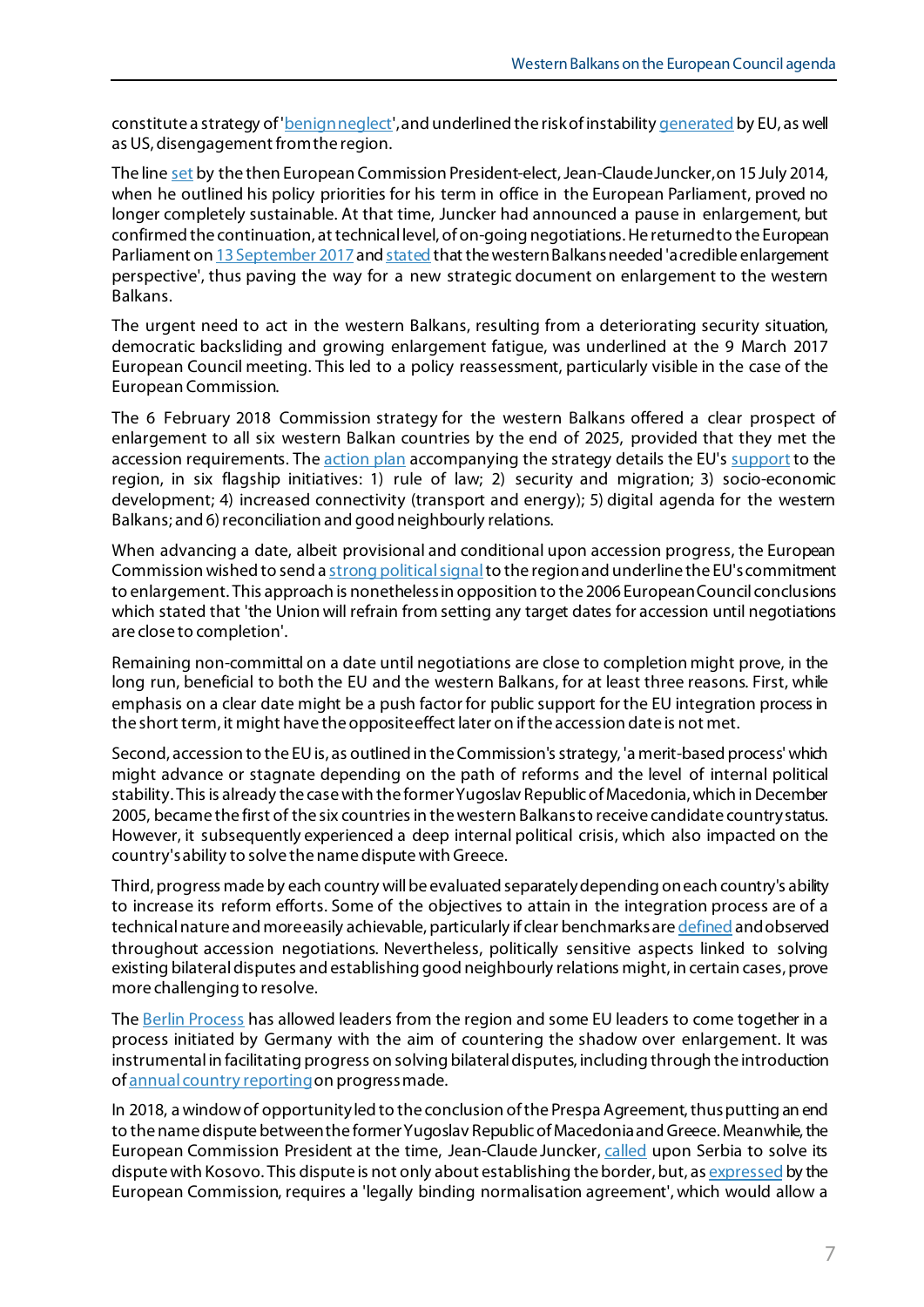constitute a strategy of 'benign neglect', and underlined the risk of instability generated by EU, as well as US, disengagement from the region.

The line set by the then European Commission President-elect, Jean-Claude Juncker, on 15 July 2014, when he outlined his policy priorities for his term in office in the European Parliament, proved no longer completely sustainable. At that time, Juncker had announced a pause in enlargement, but confirmed the continuation, at technical level, of on-going negotiations. He returned to the European Parliament on 13 September 2017 and stated that the western Balkans needed 'a credible enlargement perspective', thus paving the way for a new strategic document on enlargement to the western Balkans.

The urgent need to act in the western Balkans, resulting from a deteriorating security situation, democratic backsliding and growing enlargement fatigue, was underlined at the 9 March 2017 European Council meeting. This led to a policy reassessment, particularly visible in the case of the European Commission.

The 6 February 2018 Commission strategy for the western Balkans offered a clear prospect of enlargement to all six western Balkan countries by the end of 2025, provided that they met the accession requirements. The action plan accompanying the strategy details the EU's support to the region, in six flagship initiatives: 1) rule of law; 2) security and migration; 3) socio-economic development; 4) increased connectivity (transport and energy); 5) digital agenda for the western Balkans; and 6) reconciliation and good neighbourly relations.

When advancing a date, albeit provisional and conditional upon accession progress, the European Commission wished to send a strong political signal to the region and underline the EU's commitment to enlargement. This approach is nonetheless in opposition to the 2006 European Council conclusions which stated that 'the Union will refrain from setting any target dates for accession until negotiations are close to completion'.

Remaining non-committal on a date until negotiations are close to completion might prove, in the long run, beneficial to both the EU and the western Balkans, for at least three reasons. First, while emphasis on a clear date might be a push factor for public support for the EU integration process in the short term, it might have the opposite effect later on if the accession date is not met.

Second, accession to the EU is, as outlined in the Commission's strategy, 'a merit-based process' which might advance or stagnate depending on the path of reforms and the level of internal political stability. This is already the case with the former Yugoslav Republic of Macedonia, which in December 2005, became the first of the six countries in the western Balkans to receive candidate country status. However, it subsequently experienced a deep internal political crisis, which also impacted on the country's ability to solve the name dispute with Greece.

Third, progress made by each country will be evaluated separately depending on each country's ability to increase its reform efforts. Some of the objectives to attain in the integration process are of a technical nature and more easily achievable, particularly if clear benchmarks are defined and observed throughout accession negotiations. Nevertheless, politically sensitive aspects linked to solving existing bilateral disputes and establishing good neighbourly relations might, in certain cases, prove more challenging to resolve.

The Berlin Process has allowed leaders from the region and some EU leaders to come together in a process initiated by Germany with the aim of countering the shadow over enlargement. It was instrumental in facilitating progress on solving bilateral disputes, including through the introduction of annual country reporting on progress made.

In 2018, a window of opportunity led to the conclusion of the Prespa Agreement, thus putting an end to the name dispute between the former Yugoslav Republic of Macedonia and Greece. Meanwhile, the European Commission President at the time, Jean-Claude Juncker, called upon Serbia to solve its dispute with Kosovo. This dispute is not only about establishing the border, but, as expressed by the European Commission, requires a 'legally binding normalisation agreement', which would allow a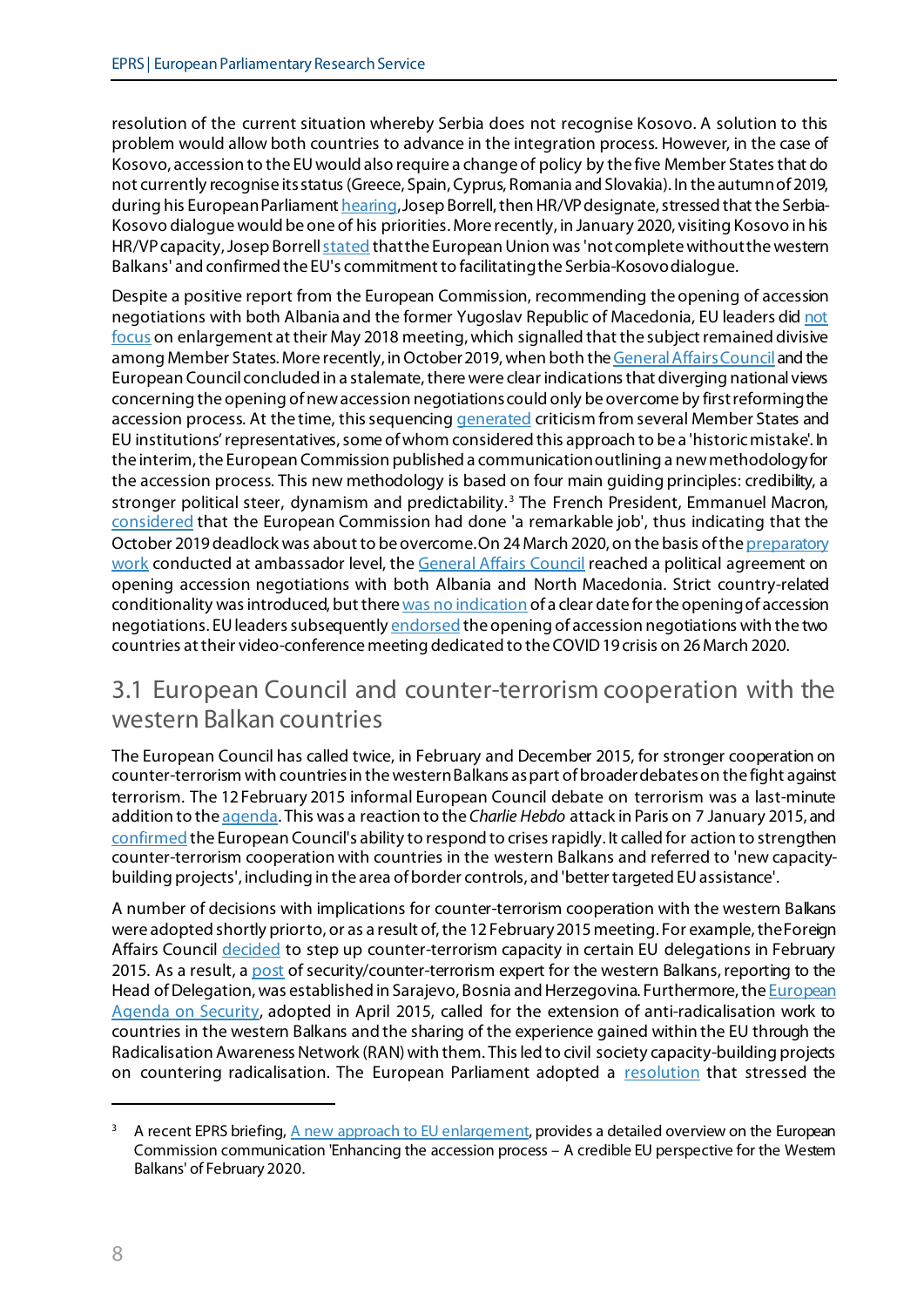resolution of the current situation whereby Serbia does not recognise Kosovo. A solution to this problem would allow both countries to advance in the integration process. However, in the case of Kosovo, accession to the EU would also require a change of policy by the five Member States that do not currently recognise its status (Greece, Spain, Cyprus, Romania and Slovakia). In the autumn of 2019, during his European Parliament hearing, Josep Borrell, then HR/VP designate, stressed that the Serbia-Kosovo dialogue would be one of his priorities. More recently, in January 2020, visiting Kosovo in his HR/VP capacity, Josep Borrell stated that the European Union was 'not complete without the western Balkans' and confirmed the EU's commitment to facilitating the Serbia-Kosovo dialogue.

Despite a positive report from the European Commission, recommending the opening of accession negotiations with both Albania and the former Yugoslav Republic of Macedonia, EU leaders did not focus on enlargement at their May 2018 meeting, which signalled that the subject remained divisive among Member States. More recently, in October 2019, when both the General Affairs Council and the European Council concluded in a stalemate, there were clear indications that diverging national views concerning the opening of new accession negotiations could only be overcome by first reforming the accession process. At the time, this sequencing generated criticism from several Member States and EU institutions' representatives, some of whom considered this approach to be a 'historic mistake'. In the interim, the European Commission published a communication outlining a new methodology for the accession process. This new methodology is based on four main guiding principles: credibility, a stronger political steer, dynamism and predictability.[3] The French President, Emmanuel Macron, considered that the European Commission had done 'a remarkable job', thus indicating that the October 2019 deadlock was about to be overcome. On 24 March 2020, on the basis of the preparatory work conducted at ambassador level, the General Affairs Council reached a political agreement on opening accession negotiations with both Albania and North Macedonia. Strict country-related conditionality was introduced, but there was no indication of a clear date for the opening of accession negotiations. EU leaders subsequently endorsed the opening of accession negotiations with the two countries at their video-conference meeting dedicated to the COVID 19 crisis on 26 March 2020.

## 3.1 European Council and counter-terrorism cooperation with the western Balkan countries

The European Council has called twice, in February and December 2015, for stronger cooperation on counter-terrorism with countries in the western Balkans as part of broader debates on the fight against terrorism. The 12 February 2015 informal European Council debate on terrorism was a last-minute addition to the agenda. This was a reaction to the *Charlie Hebdo* attack in Paris on 7 January 2015, and confirmed the European Council's ability to respond to crises rapidly. It called for action to strengthen counter-terrorism cooperation with countries in the western Balkans and referred to 'new capacity-building projects', including in the area of border controls, and 'better targeted EU assistance'.

A number of decisions with implications for counter-terrorism cooperation with the western Balkans were adopted shortly prior to, or as a result of, the 12 February 2015 meeting. For example, the Foreign Affairs Council decided to step up counter-terrorism capacity in certain EU delegations in February 2015. As a result, a post of security/counter-terrorism expert for the western Balkans, reporting to the Head of Delegation, was established in Sarajevo, Bosnia and Herzegovina. Furthermore, the European Agenda on Security, adopted in April 2015, called for the extension of anti-radicalisation work to countries in the western Balkans and the sharing of the experience gained within the EU through the Radicalisation Awareness Network (RAN) with them. This led to civil society capacity-building projects on countering radicalisation. The European Parliament adopted a resolution that stressed the

---

[3] A recent EPRS briefing, A new approach to EU enlargement, provides a detailed overview on the European Commission communication 'Enhancing the accession process – A credible EU perspective for the Western Balkans' of February 2020.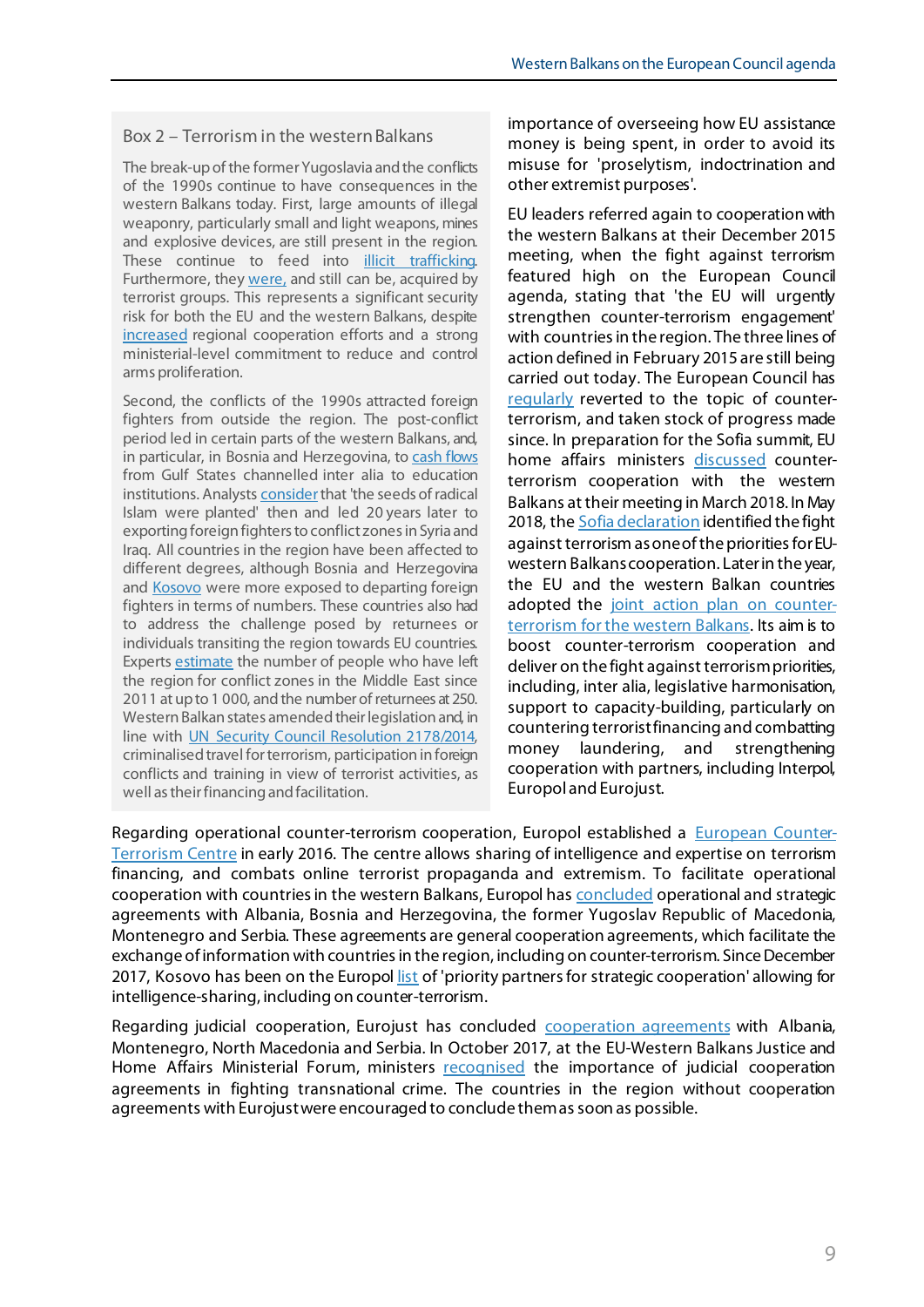### Box 2 – Terrorism in the western Balkans

The break-up of the former Yugoslavia and the conflicts of the 1990s continue to have consequences in the western Balkans today. First, large amounts of illegal weaponry, particularly small and light weapons, mines and explosive devices, are still present in the region. These continue to feed into illicit trafficking. Furthermore, they were, and still can be, acquired by terrorist groups. This represents a significant security risk for both the EU and the western Balkans, despite increased regional cooperation efforts and a strong ministerial-level commitment to reduce and control arms proliferation.

Second, the conflicts of the 1990s attracted foreign fighters from outside the region. The post-conflict period led in certain parts of the western Balkans, and, in particular, in Bosnia and Herzegovina, to cash flows from Gulf States channelled inter alia to education institutions. Analysts consider that 'the seeds of radical Islam were planted' then and led 20 years later to exporting foreign fighters to conflict zones in Syria and Iraq. All countries in the region have been affected to different degrees, although Bosnia and Herzegovina and Kosovo were more exposed to departing foreign fighters in terms of numbers. These countries also had to address the challenge posed by returnees or individuals transiting the region towards EU countries. Experts estimate the number of people who have left the region for conflict zones in the Middle East since 2011 at up to 1 000, and the number of returnees at 250. Western Balkan states amended their legislation and, in line with UN Security Council Resolution 2178/2014, criminalised travel for terrorism, participation in foreign conflicts and training in view of terrorist activities, as well as their financing and facilitation.

importance of overseeing how EU assistance money is being spent, in order to avoid its misuse for 'proselytism, indoctrination and other extremist purposes'.

EU leaders referred again to cooperation with the western Balkans at their December 2015 meeting, when the fight against terrorism featured high on the European Council agenda, stating that 'the EU will urgently strengthen counter-terrorism engagement' with countries in the region. The three lines of action defined in February 2015 are still being carried out today. The European Council has regularly reverted to the topic of counter-terrorism, and taken stock of progress made since. In preparation for the Sofia summit, EU home affairs ministers discussed counter-terrorism cooperation with the western Balkans at their meeting in March 2018. In May 2018, the Sofia declaration identified the fight against terrorism as one of the priorities for EU-western Balkans cooperation. Later in the year, the EU and the western Balkan countries adopted the joint action plan on counter-terrorism for the western Balkans. Its aim is to boost counter-terrorism cooperation and deliver on the fight against terrorism priorities, including, inter alia, legislative harmonisation, support to capacity-building, particularly on countering terrorist financing and combatting money laundering, and strengthening cooperation with partners, including Interpol, Europol and Eurojust.

Regarding operational counter-terrorism cooperation, Europol established a European Counter-Terrorism Centre in early 2016. The centre allows sharing of intelligence and expertise on terrorism financing, and combats online terrorist propaganda and extremism. To facilitate operational cooperation with countries in the western Balkans, Europol has concluded operational and strategic agreements with Albania, Bosnia and Herzegovina, the former Yugoslav Republic of Macedonia, Montenegro and Serbia. These agreements are general cooperation agreements, which facilitate the exchange of information with countries in the region, including on counter-terrorism. Since December 2017, Kosovo has been on the Europol list of 'priority partners for strategic cooperation' allowing for intelligence-sharing, including on counter-terrorism.

Regarding judicial cooperation, Eurojust has concluded cooperation agreements with Albania, Montenegro, North Macedonia and Serbia. In October 2017, at the EU-Western Balkans Justice and Home Affairs Ministerial Forum, ministers recognised the importance of judicial cooperation agreements in fighting transnational crime. The countries in the region without cooperation agreements with Eurojust were encouraged to conclude them as soon as possible.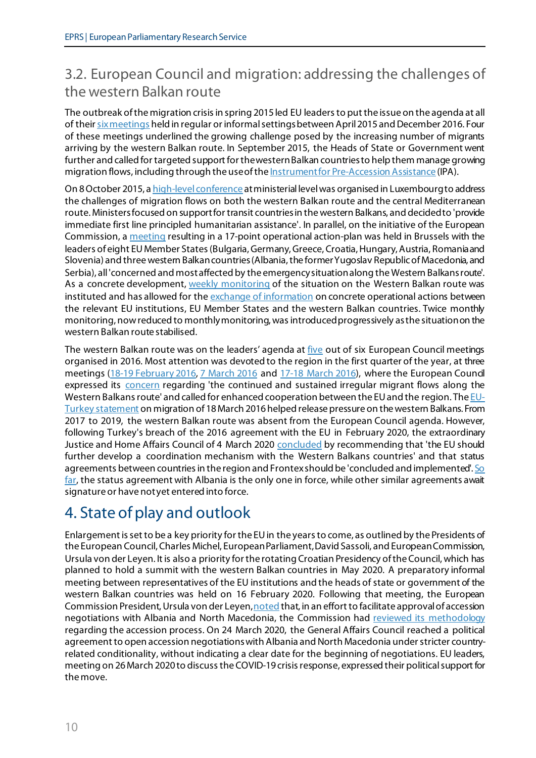## 3.2. European Council and migration: addressing the challenges of the western Balkan route

The outbreak of the migration crisis in spring 2015 led EU leaders to put the issue on the agenda at all of their six meetings held in regular or informal settings between April 2015 and December 2016. Four of these meetings underlined the growing challenge posed by the increasing number of migrants arriving by the western Balkan route. In September 2015, the Heads of State or Government went further and called for targeted support for the western Balkan countries to help them manage growing migration flows, including through the use of the Instrument for Pre-Accession Assistance (IPA).

On 8 October 2015, a high-level conference at ministerial level was organised in Luxembourg to address the challenges of migration flows on both the western Balkan route and the central Mediterranean route. Ministers focused on support for transit countries in the western Balkans, and decided to 'provide immediate first line principled humanitarian assistance'. In parallel, on the initiative of the European Commission, a meeting resulting in a 17-point operational action-plan was held in Brussels with the leaders of eight EU Member States (Bulgaria, Germany, Greece, Croatia, Hungary, Austria, Romania and Slovenia) and three western Balkan countries (Albania, the former Yugoslav Republic of Macedonia, and Serbia), all 'concerned and most affected by the emergency situation along the Western Balkans route'. As a concrete development, weekly monitoring of the situation on the Western Balkan route was instituted and has allowed for the exchange of information on concrete operational actions between the relevant EU institutions, EU Member States and the western Balkan countries. Twice monthly monitoring, now reduced to monthly monitoring, was introduced progressively as the situation on the western Balkan route stabilised.

The western Balkan route was on the leaders' agenda at five out of six European Council meetings organised in 2016. Most attention was devoted to the region in the first quarter of the year, at three meetings (18-19 February 2016, 7 March 2016 and 17-18 March 2016), where the European Council expressed its concern regarding 'the continued and sustained irregular migrant flows along the Western Balkans route' and called for enhanced cooperation between the EU and the region. The EU-Turkey statement on migration of 18 March 2016 helped release pressure on the western Balkans. From 2017 to 2019, the western Balkan route was absent from the European Council agenda. However, following Turkey's breach of the 2016 agreement with the EU in February 2020, the extraordinary Justice and Home Affairs Council of 4 March 2020 concluded by recommending that 'the EU should further develop a coordination mechanism with the Western Balkans countries' and that status agreements between countries in the region and Frontex should be 'concluded and implemented'. So far, the status agreement with Albania is the only one in force, while other similar agreements await signature or have not yet entered into force.

# 4. State of play and outlook

Enlargement is set to be a key priority for the EU in the years to come, as outlined by the Presidents of the European Council, Charles Michel, European Parliament, David Sassoli, and European Commission, Ursula von der Leyen. It is also a priority for the rotating Croatian Presidency of the Council, which has planned to hold a summit with the western Balkan countries in May 2020. A preparatory informal meeting between representatives of the EU institutions and the heads of state or government of the western Balkan countries was held on 16 February 2020. Following that meeting, the European Commission President, Ursula von der Leyen, noted that, in an effort to facilitate approval of accession negotiations with Albania and North Macedonia, the Commission had reviewed its methodology regarding the accession process. On 24 March 2020, the General Affairs Council reached a political agreement to open accession negotiations with Albania and North Macedonia under stricter country-related conditionality, without indicating a clear date for the beginning of negotiations. EU leaders, meeting on 26 March 2020 to discuss the COVID-19 crisis response, expressed their political support for the move.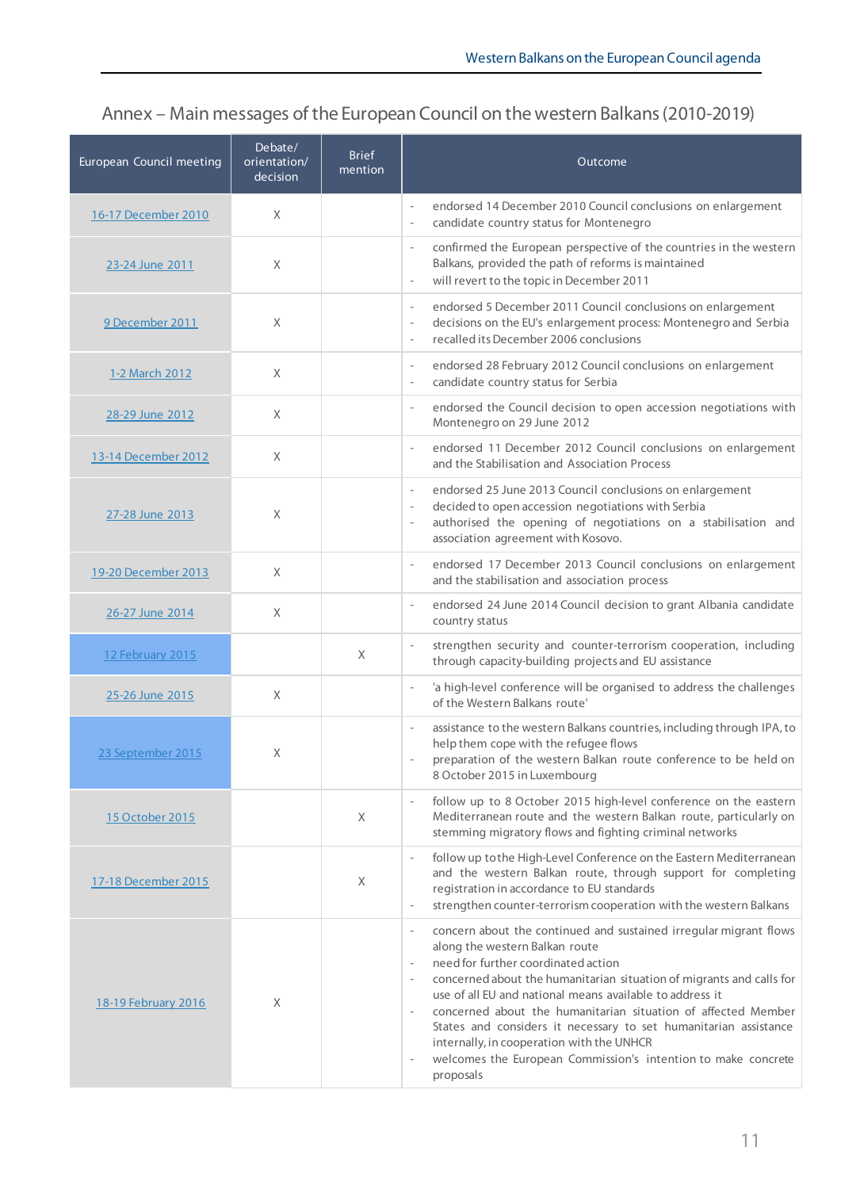## Annex – Main messages of the European Council on the western Balkans (2010-2019)

| European Council meeting | Debate/ orientation/ decision | Brief mention | Outcome |
|---|---|---|---|
| 16-17 December 2010 | X | | - endorsed 14 December 2010 Council conclusions on enlargement<br>- candidate country status for Montenegro |
| 23-24 June 2011 | X | | - confirmed the European perspective of the countries in the western Balkans, provided the path of reforms is maintained<br>- will revert to the topic in December 2011 |
| 9 December 2011 | X | | - endorsed 5 December 2011 Council conclusions on enlargement<br>- decisions on the EU's enlargement process: Montenegro and Serbia<br>- recalled its December 2006 conclusions |
| 1-2 March 2012 | X | | - endorsed 28 February 2012 Council conclusions on enlargement<br>- candidate country status for Serbia |
| 28-29 June 2012 | X | | - endorsed the Council decision to open accession negotiations with Montenegro on 29 June 2012 |
| 13-14 December 2012 | X | | - endorsed 11 December 2012 Council conclusions on enlargement and the Stabilisation and Association Process |
| 27-28 June 2013 | X | | - endorsed 25 June 2013 Council conclusions on enlargement<br>- decided to open accession negotiations with Serbia<br>- authorised the opening of negotiations on a stabilisation and association agreement with Kosovo. |
| 19-20 December 2013 | X | | - endorsed 17 December 2013 Council conclusions on enlargement and the stabilisation and association process |
| 26-27 June 2014 | X | | - endorsed 24 June 2014 Council decision to grant Albania candidate country status |
| 12 February 2015 | | X | - strengthen security and counter-terrorism cooperation, including through capacity-building projects and EU assistance |
| 25-26 June 2015 | X | | - 'a high-level conference will be organised to address the challenges of the Western Balkans route' |
| 23 September 2015 | X | | - assistance to the western Balkans countries, including through IPA, to help them cope with the refugee flows<br>- preparation of the western Balkan route conference to be held on 8 October 2015 in Luxembourg |
| 15 October 2015 | | X | - follow up to 8 October 2015 high-level conference on the eastern Mediterranean route and the western Balkan route, particularly on stemming migratory flows and fighting criminal networks |
| 17-18 December 2015 | | X | - follow up to the High-Level Conference on the Eastern Mediterranean and the western Balkan route, through support for completing registration in accordance to EU standards<br>- strengthen counter-terrorism cooperation with the western Balkans |
| 18-19 February 2016 | X | | - concern about the continued and sustained irregular migrant flows along the western Balkan route<br>- need for further coordinated action<br>- concerned about the humanitarian situation of migrants and calls for use of all EU and national means available to address it<br>- concerned about the humanitarian situation of affected Member States and considers it necessary to set humanitarian assistance internally, in cooperation with the UNHCR<br>- welcomes the European Commission's intention to make concrete proposals |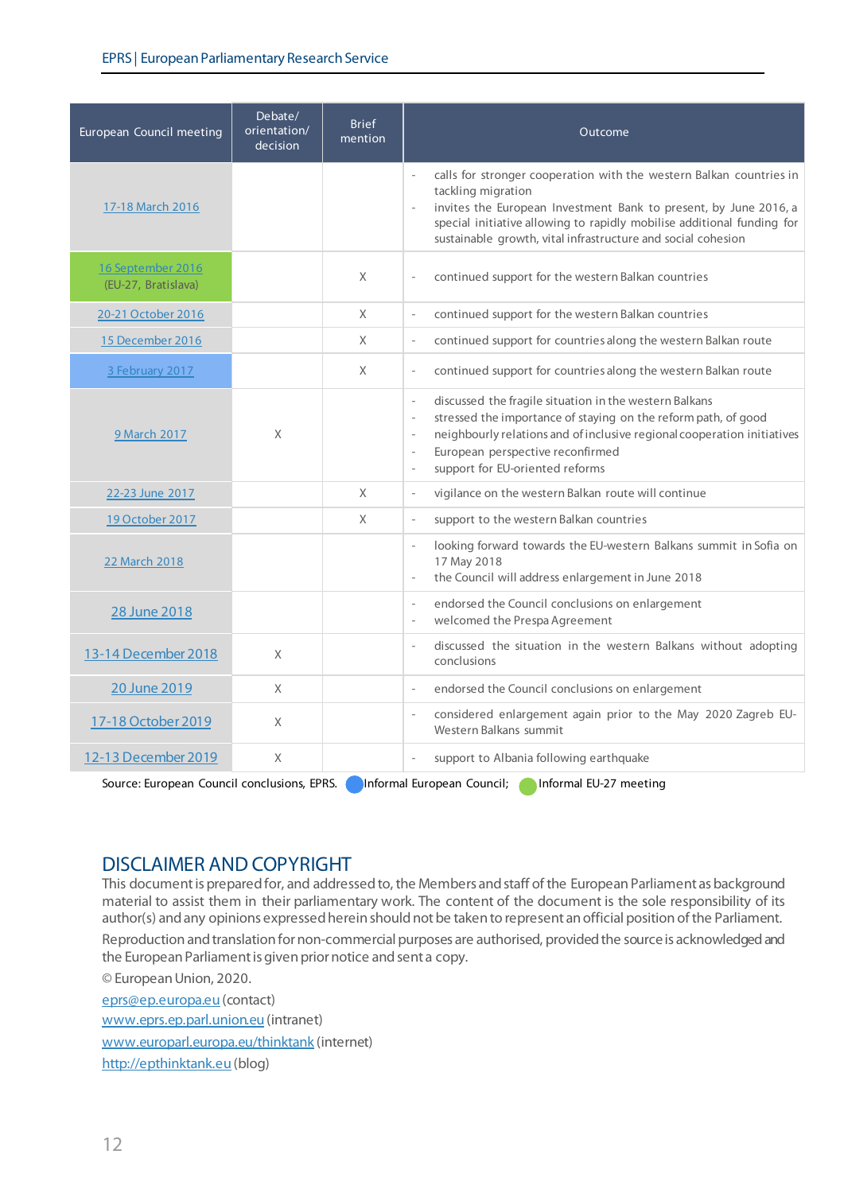| European Council meeting | Debate/ orientation/ decision | Brief mention | Outcome |
|---|---|---|---|
| 17-18 March 2016 | | | - calls for stronger cooperation with the western Balkan countries in tackling migration<br>- invites the European Investment Bank to present, by June 2016, a special initiative allowing to rapidly mobilise additional funding for sustainable growth, vital infrastructure and social cohesion |
| 16 September 2016 (EU-27, Bratislava) | | X | - continued support for the western Balkan countries |
| 20-21 October 2016 | | X | - continued support for the western Balkan countries |
| 15 December 2016 | | X | - continued support for countries along the western Balkan route |
| 3 February 2017 | | X | - continued support for countries along the western Balkan route |
| 9 March 2017 | X | | - discussed the fragile situation in the western Balkans<br>- stressed the importance of staying on the reform path, of good<br>- neighbourly relations and of inclusive regional cooperation initiatives<br>- European perspective reconfirmed<br>- support for EU-oriented reforms |
| 22-23 June 2017 | | X | - vigilance on the western Balkan route will continue |
| 19 October 2017 | | X | - support to the western Balkan countries |
| 22 March 2018 | | | - looking forward towards the EU-western Balkans summit in Sofia on 17 May 2018<br>- the Council will address enlargement in June 2018 |
| 28 June 2018 | | | - endorsed the Council conclusions on enlargement<br>- welcomed the Prespa Agreement |
| 13-14 December 2018 | X | | - discussed the situation in the western Balkans without adopting conclusions |
| 20 June 2019 | X | | - endorsed the Council conclusions on enlargement |
| 17-18 October 2019 | X | | - considered enlargement again prior to the May 2020 Zagreb EU-Western Balkans summit |
| 12-13 December 2019 | X | | - support to Albania following earthquake |

Source: European Council conclusions, EPRS. Informal European Council; Informal EU-27 meeting

## DISCLAIMER AND COPYRIGHT

This document is prepared for, and addressed to, the Members and staff of the European Parliament as background material to assist them in their parliamentary work. The content of the document is the sole responsibility of its author(s) and any opinions expressed herein should not be taken to represent an official position of the Parliament.

Reproduction and translation for non-commercial purposes are authorised, provided the source is acknowledged and the European Parliament is given prior notice and sent a copy.

© European Union, 2020.

eprs@ep.europa.eu (contact)

www.eprs.ep.parl.union.eu (intranet)

www.europarl.europa.eu/thinktank (internet)

http://epthinktank.eu (blog)